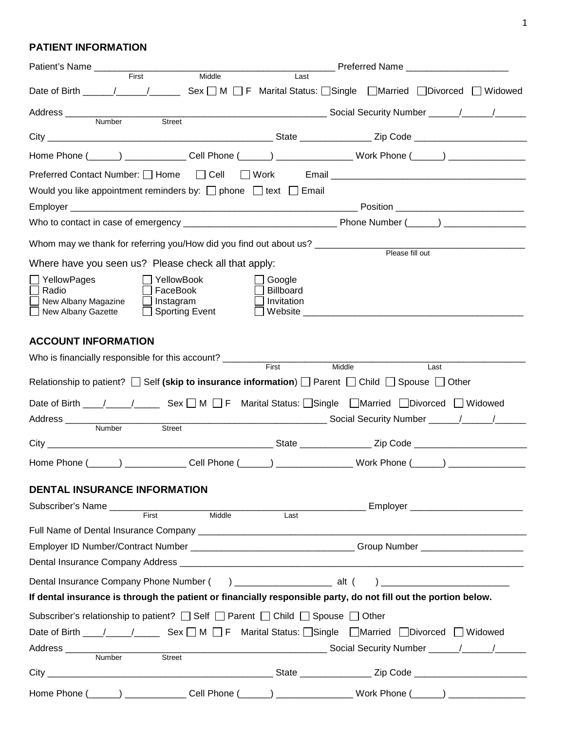## PATIENT INFORMATION

Patient's Name ______________________________________________ Preferred Name ____________________
First Middle Last

Date of Birth ______/______/______ Sex ☐ M ☐ F Marital Status: ☐Single ☐Married ☐Divorced ☐ Widowed

Address __________________________________________________ Social Security Number ______/______/______
Number Street

City ____________________________________________ State ______________ Zip Code ______________________

Home Phone (______) ____________ Cell Phone (______) _______________ Work Phone (______) _______________

Preferred Contact Number: ☐ Home ☐ Cell ☐ Work Email ______________________________________

Would you like appointment reminders by: ☐ phone ☐ text ☐ Email

Employer ______________________________________________________ Position _________________________

Who to contact in case of emergency ______________________________ Phone Number (______) ________________

Whom may we thank for referring you/How did you find out about us? ________________________________________
Please fill out

Where have you seen us? Please check all that apply:

- ☐ YellowPages
- ☐ Radio
- ☐ New Albany Magazine
- ☐ New Albany Gazette
- ☐ YellowBook
- ☐ FaceBook
- ☐ Instagram
- ☐ Sporting Event
- ☐ Google
- ☐ Billboard
- ☐ Invitation
- ☐ Website ___________________________________________

## ACCOUNT INFORMATION

Who is financially responsible for this account? ____________________________________________________________
First Middle Last

Relationship to patient? ☐ Self **(skip to insurance information)** ☐ Parent ☐ Child ☐ Spouse ☐ Other

Date of Birth ____/_____/_____ Sex ☐ M ☐ F Marital Status: ☐Single ☐Married ☐Divorced ☐ Widowed

Address __________________________________________________ Social Security Number ______/______/______
Number Street

City ____________________________________________ State ______________ Zip Code ______________________

Home Phone (______) ____________ Cell Phone (______) _______________ Work Phone (______) _______________

## DENTAL INSURANCE INFORMATION

Subscriber's Name ______________________________________________ Employer ______________________
First Middle Last

Full Name of Dental Insurance Company ____________________________________________________________________

Employer ID Number/Contract Number ________________________________ Group Number ____________________

Dental Insurance Company Address ______________________________________________________________________

Dental Insurance Company Phone Number ( ) ___________________ alt ( ) _________________________

**If dental insurance is through the patient or financially responsible party, do not fill out the portion below.**

Subscriber's relationship to patient? ☐ Self ☐ Parent ☐ Child ☐ Spouse ☐ Other

Date of Birth ____/_____/_____ Sex ☐ M ☐ F Marital Status: ☐Single ☐Married ☐Divorced ☐ Widowed

Address __________________________________________________ Social Security Number ______/______/______
Number Street

City ____________________________________________ State ______________ Zip Code ______________________

Home Phone (______) ____________ Cell Phone (______) _______________ Work Phone (______) _______________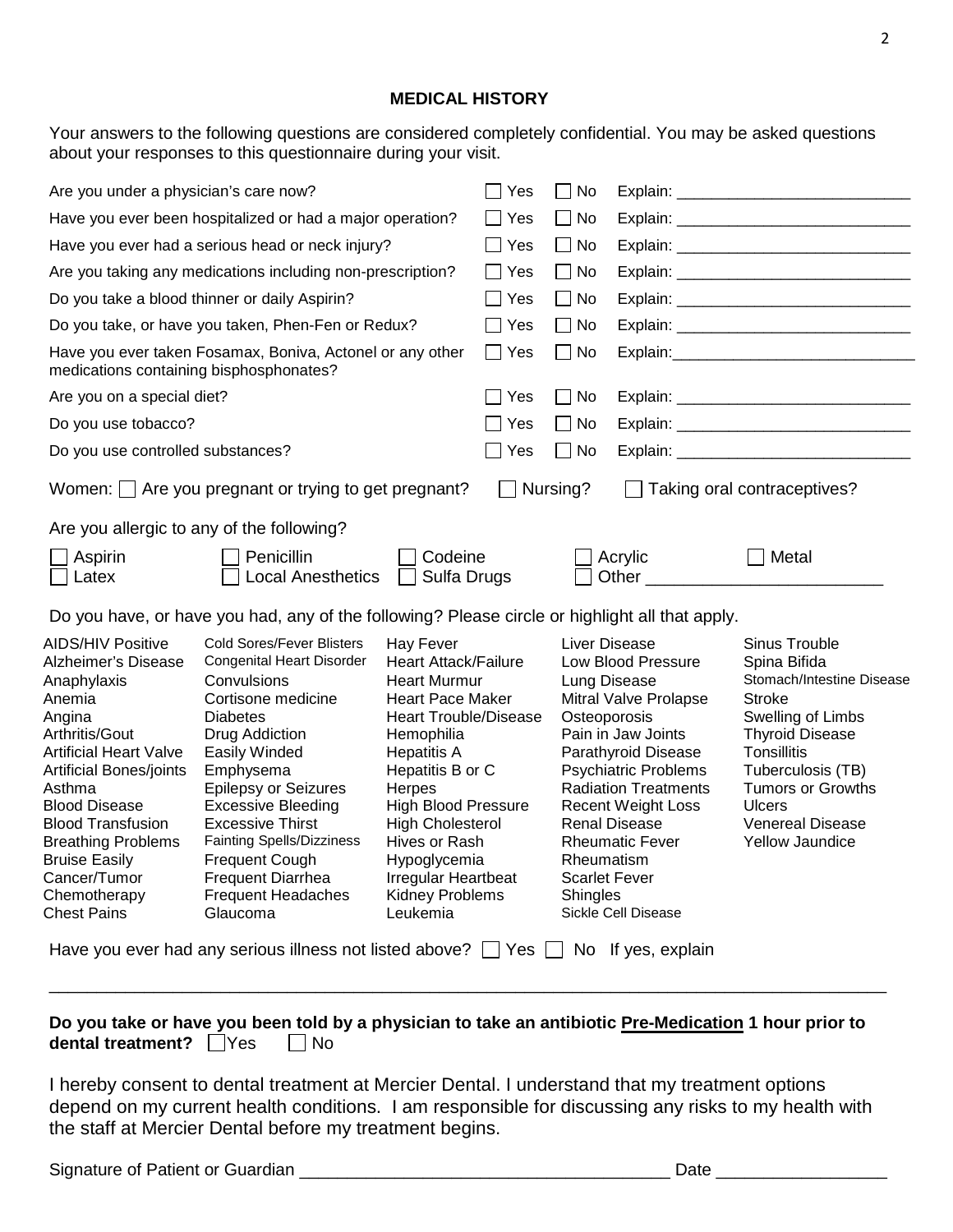## MEDICAL HISTORY

Your answers to the following questions are considered completely confidential. You may be asked questions about your responses to this questionnaire during your visit.

| Question | | | |
|---|---|---|---|
| Are you under a physician's care now? | ☐ Yes | ☐ No | Explain: ___________________________ |
| Have you ever been hospitalized or had a major operation? | ☐ Yes | ☐ No | Explain: ___________________________ |
| Have you ever had a serious head or neck injury? | ☐ Yes | ☐ No | Explain: ___________________________ |
| Are you taking any medications including non-prescription? | ☐ Yes | ☐ No | Explain: ___________________________ |
| Do you take a blood thinner or daily Aspirin? | ☐ Yes | ☐ No | Explain: ___________________________ |
| Do you take, or have you taken, Phen-Fen or Redux? | ☐ Yes | ☐ No | Explain: ___________________________ |
| Have you ever taken Fosamax, Boniva, Actonel or any other medications containing bisphosphonates? | ☐ Yes | ☐ No | Explain: ___________________________ |
| Are you on a special diet? | ☐ Yes | ☐ No | Explain: ___________________________ |
| Do you use tobacco? | ☐ Yes | ☐ No | Explain: ___________________________ |
| Do you use controlled substances? | ☐ Yes | ☐ No | Explain: ___________________________ |

Women: ☐ Are you pregnant or trying to get pregnant? ☐ Nursing? ☐ Taking oral contraceptives?

Are you allergic to any of the following?

☐ Aspirin ☐ Penicillin ☐ Codeine ☐ Acrylic ☐ Metal
☐ Latex ☐ Local Anesthetics ☐ Sulfa Drugs ☐ Other ________________________

Do you have, or have you had, any of the following? Please circle or highlight all that apply.

| | | | | |
|---|---|---|---|---|
| AIDS/HIV Positive | Cold Sores/Fever Blisters | Hay Fever | Liver Disease | Sinus Trouble |
| Alzheimer's Disease | Congenital Heart Disorder | Heart Attack/Failure | Low Blood Pressure | Spina Bifida |
| Anaphylaxis | Convulsions | Heart Murmur | Lung Disease | Stomach/Intestine Disease |
| Anemia | Cortisone medicine | Heart Pace Maker | Mitral Valve Prolapse | Stroke |
| Angina | Diabetes | Heart Trouble/Disease | Osteoporosis | Swelling of Limbs |
| Arthritis/Gout | Drug Addiction | Hemophilia | Pain in Jaw Joints | Thyroid Disease |
| Artificial Heart Valve | Easily Winded | Hepatitis A | Parathyroid Disease | Tonsillitis |
| Artificial Bones/joints | Emphysema | Hepatitis B or C | Psychiatric Problems | Tuberculosis (TB) |
| Asthma | Epilepsy or Seizures | Herpes | Radiation Treatments | Tumors or Growths |
| Blood Disease | Excessive Bleeding | High Blood Pressure | Recent Weight Loss | Ulcers |
| Blood Transfusion | Excessive Thirst | High Cholesterol | Renal Disease | Venereal Disease |
| Breathing Problems | Fainting Spells/Dizziness | Hives or Rash | Rheumatic Fever | Yellow Jaundice |
| Bruise Easily | Frequent Cough | Hypoglycemia | Rheumatism | |
| Cancer/Tumor | Frequent Diarrhea | Irregular Heartbeat | Scarlet Fever | |
| Chemotherapy | Frequent Headaches | Kidney Problems | Shingles | |
| Chest Pains | Glaucoma | Leukemia | Sickle Cell Disease | |

Have you ever had any serious illness not listed above? ☐ Yes ☐ No If yes, explain

_____________________________________________________________________________________

**Do you take or have you been told by a physician to take an antibiotic Pre-Medication 1 hour prior to dental treatment?** ☐ Yes ☐ No

I hereby consent to dental treatment at Mercier Dental. I understand that my treatment options depend on my current health conditions. I am responsible for discussing any risks to my health with the staff at Mercier Dental before my treatment begins.

Signature of Patient or Guardian ______________________________________ Date _________________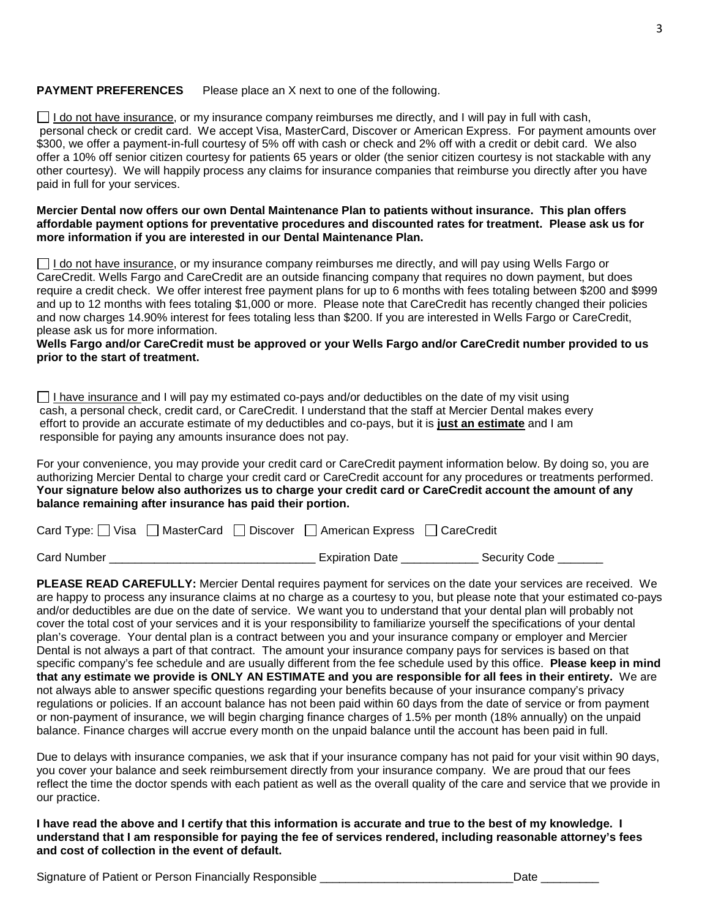**PAYMENT PREFERENCES** Please place an X next to one of the following.

☐ <u>I do not have insurance</u>, or my insurance company reimburses me directly, and I will pay in full with cash, personal check or credit card. We accept Visa, MasterCard, Discover or American Express. For payment amounts over $300, we offer a payment-in-full courtesy of 5% off with cash or check and 2% off with a credit or debit card. We also offer a 10% off senior citizen courtesy for patients 65 years or older (the senior citizen courtesy is not stackable with any other courtesy). We will happily process any claims for insurance companies that reimburse you directly after you have paid in full for your services.

**Mercier Dental now offers our own Dental Maintenance Plan to patients without insurance. This plan offers affordable payment options for preventative procedures and discounted rates for treatment. Please ask us for more information if you are interested in our Dental Maintenance Plan.**

☐ <u>I do not have insurance</u>, or my insurance company reimburses me directly, and will pay using Wells Fargo or CareCredit. Wells Fargo and CareCredit are an outside financing company that requires no down payment, but does require a credit check. We offer interest free payment plans for up to 6 months with fees totaling between $200 and $999 and up to 12 months with fees totaling $1,000 or more. Please note that CareCredit has recently changed their policies and now charges 14.90% interest for fees totaling less than $200. If you are interested in Wells Fargo or CareCredit, please ask us for more information.
**Wells Fargo and/or CareCredit must be approved or your Wells Fargo and/or CareCredit number provided to us prior to the start of treatment.**

☐ <u>I have insurance</u> and I will pay my estimated co-pays and/or deductibles on the date of my visit using cash, a personal check, credit card, or CareCredit. I understand that the staff at Mercier Dental makes every effort to provide an accurate estimate of my deductibles and co-pays, but it is **<u>just an estimate</u>** and I am responsible for paying any amounts insurance does not pay.

For your convenience, you may provide your credit card or CareCredit payment information below. By doing so, you are authorizing Mercier Dental to charge your credit card or CareCredit account for any procedures or treatments performed. **Your signature below also authorizes us to charge your credit card or CareCredit account the amount of any balance remaining after insurance has paid their portion.**

Card Type: ☐ Visa ☐ MasterCard ☐ Discover ☐ American Express ☐ CareCredit

Card Number _______________________________ Expiration Date ____________ Security Code _______

**PLEASE READ CAREFULLY:** Mercier Dental requires payment for services on the date your services are received. We are happy to process any insurance claims at no charge as a courtesy to you, but please note that your estimated co-pays and/or deductibles are due on the date of service. We want you to understand that your dental plan will probably not cover the total cost of your services and it is your responsibility to familiarize yourself the specifications of your dental plan's coverage. Your dental plan is a contract between you and your insurance company or employer and Mercier Dental is not always a part of that contract. The amount your insurance company pays for services is based on that specific company's fee schedule and are usually different from the fee schedule used by this office. **Please keep in mind that any estimate we provide is ONLY AN ESTIMATE and you are responsible for all fees in their entirety.** We are not always able to answer specific questions regarding your benefits because of your insurance company's privacy regulations or policies. If an account balance has not been paid within 60 days from the date of service or from payment or non-payment of insurance, we will begin charging finance charges of 1.5% per month (18% annually) on the unpaid balance. Finance charges will accrue every month on the unpaid balance until the account has been paid in full.

Due to delays with insurance companies, we ask that if your insurance company has not paid for your visit within 90 days, you cover your balance and seek reimbursement directly from your insurance company. We are proud that our fees reflect the time the doctor spends with each patient as well as the overall quality of the care and service that we provide in our practice.

**I have read the above and I certify that this information is accurate and true to the best of my knowledge. I understand that I am responsible for paying the fee of services rendered, including reasonable attorney's fees and cost of collection in the event of default.**

Signature of Patient or Person Financially Responsible ______________________________Date _________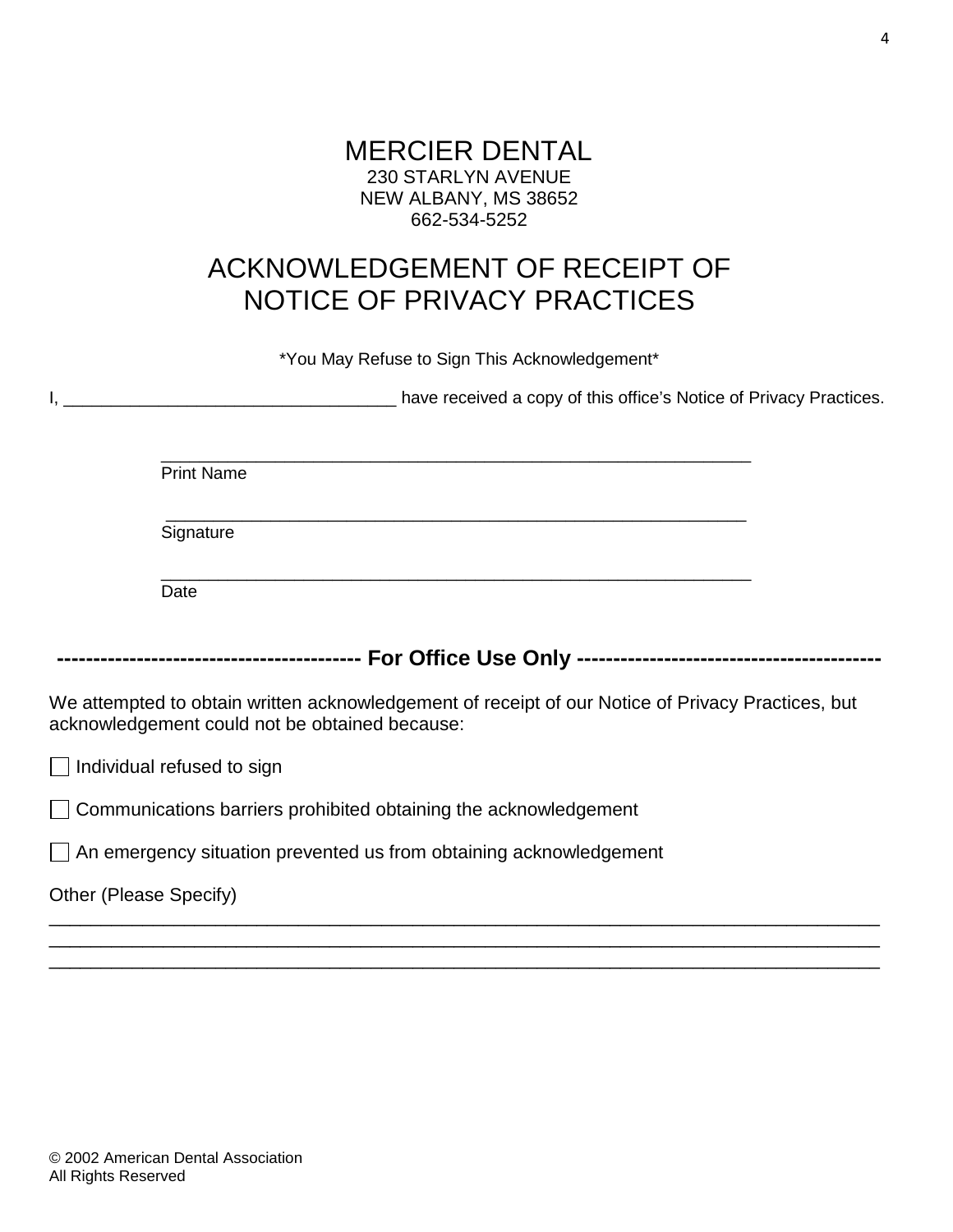# MERCIER DENTAL

230 STARLYN AVENUE
NEW ALBANY, MS 38652
662-534-5252

## ACKNOWLEDGEMENT OF RECEIPT OF NOTICE OF PRIVACY PRACTICES

*You May Refuse to Sign This Acknowledgement*

I, ___________________________________ have received a copy of this office's Notice of Privacy Practices.

______________________________________________________________
Print Name

______________________________________________________________
Signature

______________________________________________________________
Date

**------------------------------------------ For Office Use Only ------------------------------------------**

We attempted to obtain written acknowledgement of receipt of our Notice of Privacy Practices, but acknowledgement could not be obtained because:

☐ Individual refused to sign

☐ Communications barriers prohibited obtaining the acknowledgement

☐ An emergency situation prevented us from obtaining acknowledgement

Other (Please Specify)

_____________________________________________________________________________________
_____________________________________________________________________________________
_____________________________________________________________________________________

© 2002 American Dental Association
All Rights Reserved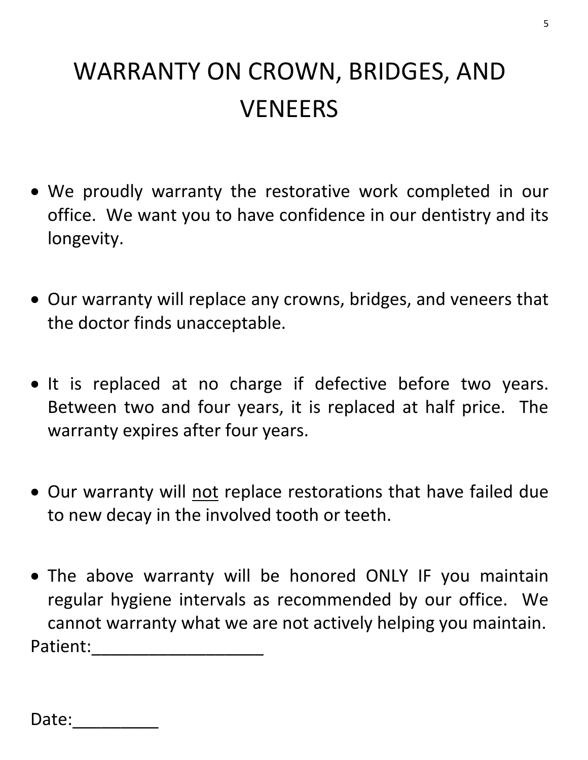# WARRANTY ON CROWN, BRIDGES, AND VENEERS

- We proudly warranty the restorative work completed in our office. We want you to have confidence in our dentistry and its longevity.

- Our warranty will replace any crowns, bridges, and veneers that the doctor finds unacceptable.

- It is replaced at no charge if defective before two years. Between two and four years, it is replaced at half price. The warranty expires after four years.

- Our warranty will <u>not</u> replace restorations that have failed due to new decay in the involved tooth or teeth.

- The above warranty will be honored ONLY IF you maintain regular hygiene intervals as recommended by our office. We cannot warranty what we are not actively helping you maintain.

Patient:__________________

Date:_________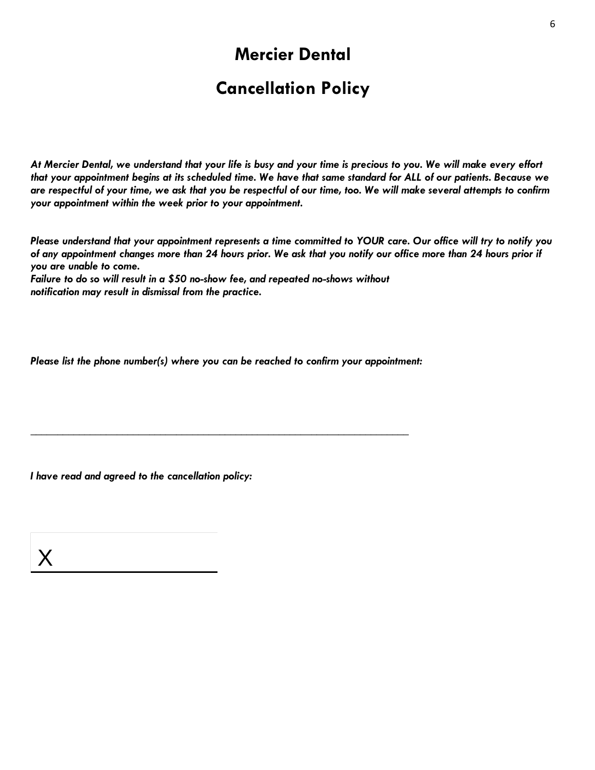# Mercier Dental

# Cancellation Policy

*At Mercier Dental, we understand that your life is busy and your time is precious to you. We will make every effort that your appointment begins at its scheduled time. We have that same standard for ALL of our patients. Because we are respectful of your time, we ask that you be respectful of our time, too. We will make several attempts to confirm your appointment within the week prior to your appointment.*

*Please understand that your appointment represents a time committed to YOUR care. Our office will try to notify you of any appointment changes more than 24 hours prior. We ask that you notify our office more than 24 hours prior if you are unable to come.*
*Failure to do so will result in a $50 no-show fee, and repeated no-shows without notification may result in dismissal from the practice.*

*Please list the phone number(s) where you can be reached to confirm your appointment:*

______________________________________________________________________

*I have read and agreed to the cancellation policy:*

X ____________________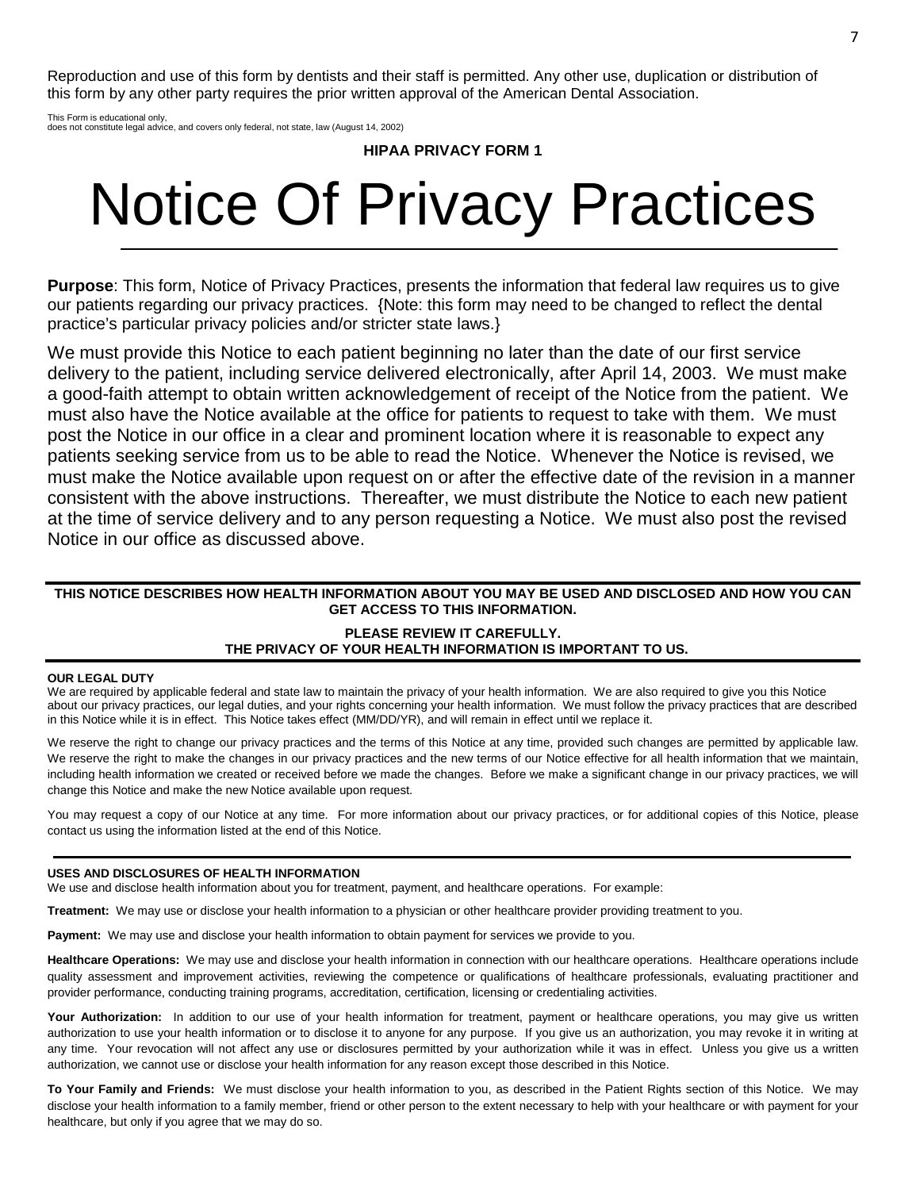Reproduction and use of this form by dentists and their staff is permitted. Any other use, duplication or distribution of this form by any other party requires the prior written approval of the American Dental Association.

This Form is educational only,
does not constitute legal advice, and covers only federal, not state, law (August 14, 2002)

**HIPAA PRIVACY FORM 1**

# Notice Of Privacy Practices

**Purpose**: This form, Notice of Privacy Practices, presents the information that federal law requires us to give our patients regarding our privacy practices. {Note: this form may need to be changed to reflect the dental practice's particular privacy policies and/or stricter state laws.}

We must provide this Notice to each patient beginning no later than the date of our first service delivery to the patient, including service delivered electronically, after April 14, 2003. We must make a good-faith attempt to obtain written acknowledgement of receipt of the Notice from the patient. We must also have the Notice available at the office for patients to request to take with them. We must post the Notice in our office in a clear and prominent location where it is reasonable to expect any patients seeking service from us to be able to read the Notice. Whenever the Notice is revised, we must make the Notice available upon request on or after the effective date of the revision in a manner consistent with the above instructions. Thereafter, we must distribute the Notice to each new patient at the time of service delivery and to any person requesting a Notice. We must also post the revised Notice in our office as discussed above.

**THIS NOTICE DESCRIBES HOW HEALTH INFORMATION ABOUT YOU MAY BE USED AND DISCLOSED AND HOW YOU CAN GET ACCESS TO THIS INFORMATION.**

**PLEASE REVIEW IT CAREFULLY.**
**THE PRIVACY OF YOUR HEALTH INFORMATION IS IMPORTANT TO US.**

**OUR LEGAL DUTY**

We are required by applicable federal and state law to maintain the privacy of your health information. We are also required to give you this Notice about our privacy practices, our legal duties, and your rights concerning your health information. We must follow the privacy practices that are described in this Notice while it is in effect. This Notice takes effect (MM/DD/YR), and will remain in effect until we replace it.

We reserve the right to change our privacy practices and the terms of this Notice at any time, provided such changes are permitted by applicable law. We reserve the right to make the changes in our privacy practices and the new terms of our Notice effective for all health information that we maintain, including health information we created or received before we made the changes. Before we make a significant change in our privacy practices, we will change this Notice and make the new Notice available upon request.

You may request a copy of our Notice at any time. For more information about our privacy practices, or for additional copies of this Notice, please contact us using the information listed at the end of this Notice.

**USES AND DISCLOSURES OF HEALTH INFORMATION**

We use and disclose health information about you for treatment, payment, and healthcare operations. For example:

**Treatment:** We may use or disclose your health information to a physician or other healthcare provider providing treatment to you.

**Payment:** We may use and disclose your health information to obtain payment for services we provide to you.

**Healthcare Operations:** We may use and disclose your health information in connection with our healthcare operations. Healthcare operations include quality assessment and improvement activities, reviewing the competence or qualifications of healthcare professionals, evaluating practitioner and provider performance, conducting training programs, accreditation, certification, licensing or credentialing activities.

**Your Authorization:** In addition to our use of your health information for treatment, payment or healthcare operations, you may give us written authorization to use your health information or to disclose it to anyone for any purpose. If you give us an authorization, you may revoke it in writing at any time. Your revocation will not affect any use or disclosures permitted by your authorization while it was in effect. Unless you give us a written authorization, we cannot use or disclose your health information for any reason except those described in this Notice.

**To Your Family and Friends:** We must disclose your health information to you, as described in the Patient Rights section of this Notice. We may disclose your health information to a family member, friend or other person to the extent necessary to help with your healthcare or with payment for your healthcare, but only if you agree that we may do so.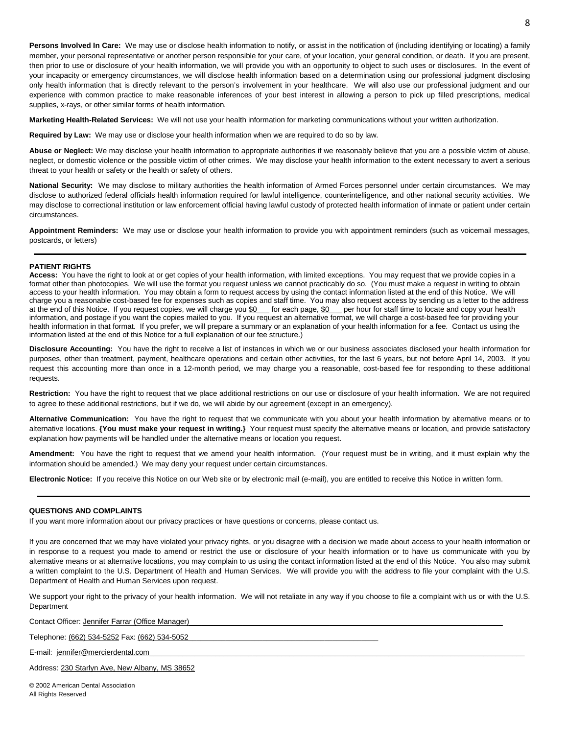**Persons Involved In Care:** We may use or disclose health information to notify, or assist in the notification of (including identifying or locating) a family member, your personal representative or another person responsible for your care, of your location, your general condition, or death. If you are present, then prior to use or disclosure of your health information, we will provide you with an opportunity to object to such uses or disclosures. In the event of your incapacity or emergency circumstances, we will disclose health information based on a determination using our professional judgment disclosing only health information that is directly relevant to the person's involvement in your healthcare. We will also use our professional judgment and our experience with common practice to make reasonable inferences of your best interest in allowing a person to pick up filled prescriptions, medical supplies, x-rays, or other similar forms of health information.

**Marketing Health-Related Services:** We will not use your health information for marketing communications without your written authorization.

**Required by Law:** We may use or disclose your health information when we are required to do so by law.

**Abuse or Neglect:** We may disclose your health information to appropriate authorities if we reasonably believe that you are a possible victim of abuse, neglect, or domestic violence or the possible victim of other crimes. We may disclose your health information to the extent necessary to avert a serious threat to your health or safety or the health or safety of others.

**National Security:** We may disclose to military authorities the health information of Armed Forces personnel under certain circumstances. We may disclose to authorized federal officials health information required for lawful intelligence, counterintelligence, and other national security activities. We may disclose to correctional institution or law enforcement official having lawful custody of protected health information of inmate or patient under certain circumstances.

**Appointment Reminders:** We may use or disclose your health information to provide you with appointment reminders (such as voicemail messages, postcards, or letters)

---

**PATIENT RIGHTS**

**Access:** You have the right to look at or get copies of your health information, with limited exceptions. You may request that we provide copies in a format other than photocopies. We will use the format you request unless we cannot practicably do so. (You must make a request in writing to obtain access to your health information. You may obtain a form to request access by using the contact information listed at the end of this Notice. We will charge you a reasonable cost-based fee for expenses such as copies and staff time. You may also request access by sending us a letter to the address at the end of this Notice. If you request copies, we will charge you $0\_\_\_ for each page, $0\_\_\_ per hour for staff time to locate and copy your health information, and postage if you want the copies mailed to you. If you request an alternative format, we will charge a cost-based fee for providing your health information in that format. If you prefer, we will prepare a summary or an explanation of your health information for a fee. Contact us using the information listed at the end of this Notice for a full explanation of our fee structure.)

**Disclosure Accounting:** You have the right to receive a list of instances in which we or our business associates disclosed your health information for purposes, other than treatment, payment, healthcare operations and certain other activities, for the last 6 years, but not before April 14, 2003. If you request this accounting more than once in a 12-month period, we may charge you a reasonable, cost-based fee for responding to these additional requests.

**Restriction:** You have the right to request that we place additional restrictions on our use or disclosure of your health information. We are not required to agree to these additional restrictions, but if we do, we will abide by our agreement (except in an emergency).

**Alternative Communication:** You have the right to request that we communicate with you about your health information by alternative means or to alternative locations. **{You must make your request in writing.}** Your request must specify the alternative means or location, and provide satisfactory explanation how payments will be handled under the alternative means or location you request.

**Amendment:** You have the right to request that we amend your health information. (Your request must be in writing, and it must explain why the information should be amended.) We may deny your request under certain circumstances.

**Electronic Notice:** If you receive this Notice on our Web site or by electronic mail (e-mail), you are entitled to receive this Notice in written form.

---

**QUESTIONS AND COMPLAINTS**

If you want more information about our privacy practices or have questions or concerns, please contact us.

If you are concerned that we may have violated your privacy rights, or you disagree with a decision we made about access to your health information or in response to a request you made to amend or restrict the use or disclosure of your health information or to have us communicate with you by alternative means or at alternative locations, you may complain to us using the contact information listed at the end of this Notice. You also may submit a written complaint to the U.S. Department of Health and Human Services. We will provide you with the address to file your complaint with the U.S. Department of Health and Human Services upon request.

We support your right to the privacy of your health information. We will not retaliate in any way if you choose to file a complaint with us or with the U.S. Department

Contact Officer: Jennifer Farrar (Office Manager)

Telephone: (662) 534-5252 Fax: (662) 534-5052

E-mail: jennifer@mercierdental.com

Address: 230 Starlyn Ave, New Albany, MS 38652

© 2002 American Dental Association
All Rights Reserved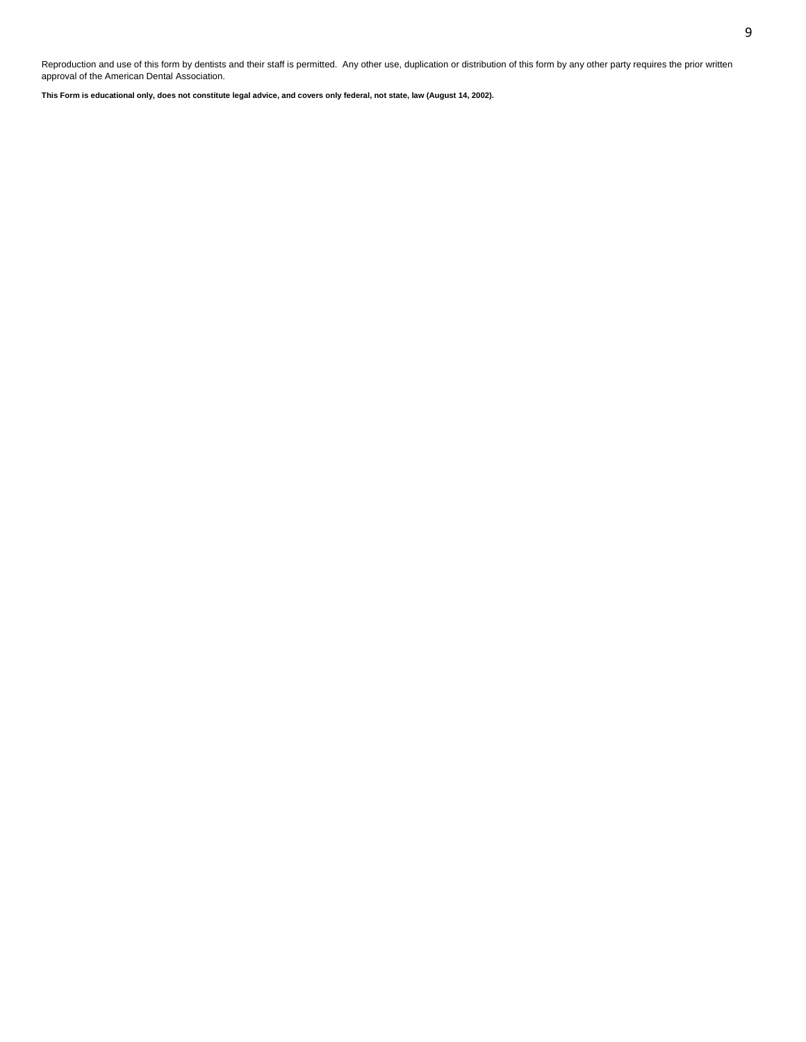Reproduction and use of this form by dentists and their staff is permitted. Any other use, duplication or distribution of this form by any other party requires the prior written approval of the American Dental Association.

**This Form is educational only, does not constitute legal advice, and covers only federal, not state, law (August 14, 2002).**